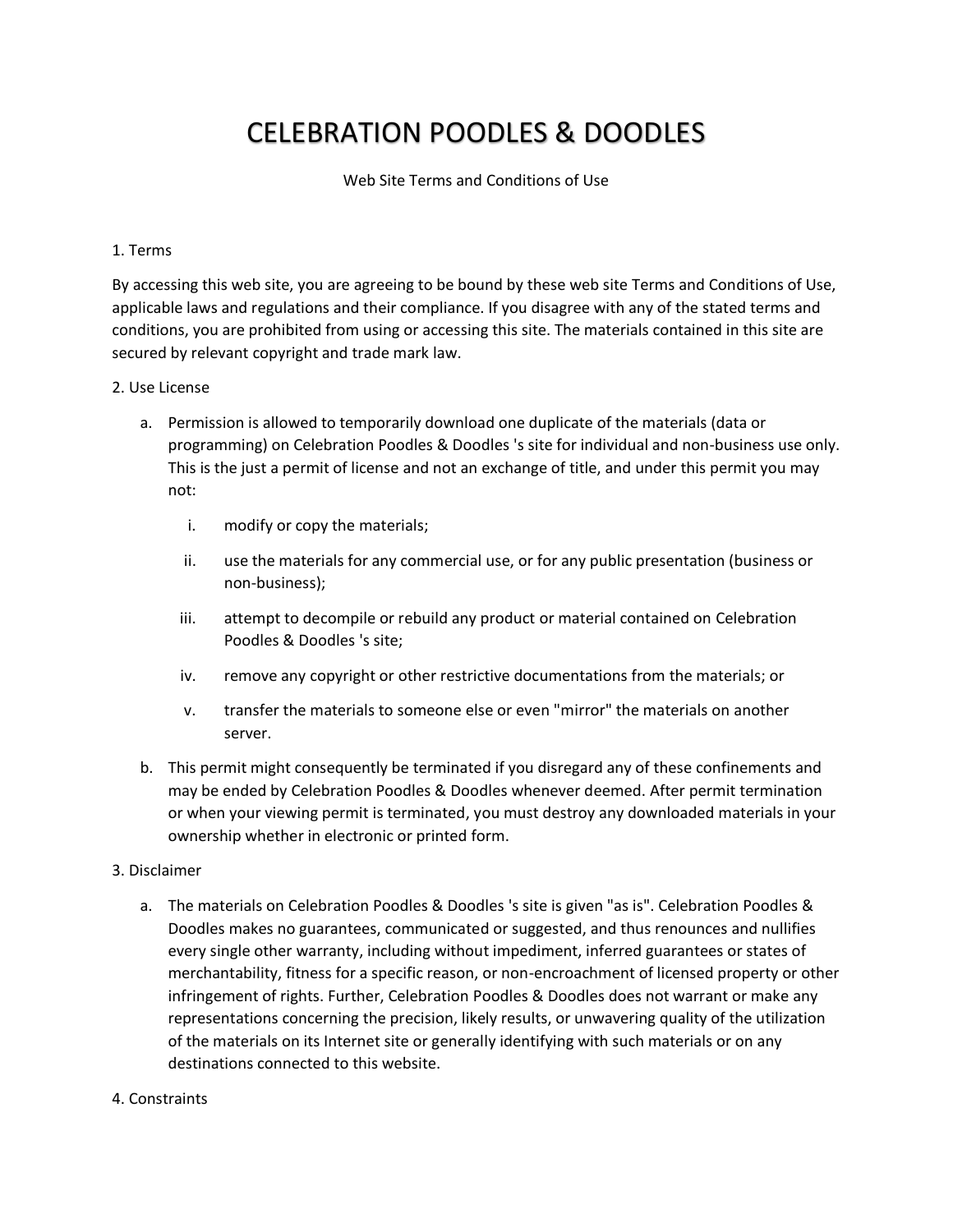# CELEBRATION POODLES & DOODLES

Web Site Terms and Conditions of Use

## 1. Terms

By accessing this web site, you are agreeing to be bound by these web site Terms and Conditions of Use, applicable laws and regulations and their compliance. If you disagree with any of the stated terms and conditions, you are prohibited from using or accessing this site. The materials contained in this site are secured by relevant copyright and trade mark law.

## 2. Use License

a. Permission is allowed to temporarily download one duplicate of the materials (data or programming) on Celebration Poodles & Doodles 's site for individual and non-business use only. This is the just a permit of license and not an exchange of title, and under this permit you may not:

   i. modify or copy the materials;

   ii. use the materials for any commercial use, or for any public presentation (business or non-business);

   iii. attempt to decompile or rebuild any product or material contained on Celebration Poodles & Doodles 's site;

   iv. remove any copyright or other restrictive documentations from the materials; or

   v. transfer the materials to someone else or even "mirror" the materials on another server.

b. This permit might consequently be terminated if you disregard any of these confinements and may be ended by Celebration Poodles & Doodles whenever deemed. After permit termination or when your viewing permit is terminated, you must destroy any downloaded materials in your ownership whether in electronic or printed form.

## 3. Disclaimer

a. The materials on Celebration Poodles & Doodles 's site is given "as is". Celebration Poodles & Doodles makes no guarantees, communicated or suggested, and thus renounces and nullifies every single other warranty, including without impediment, inferred guarantees or states of merchantability, fitness for a specific reason, or non-encroachment of licensed property or other infringement of rights. Further, Celebration Poodles & Doodles does not warrant or make any representations concerning the precision, likely results, or unwavering quality of the utilization of the materials on its Internet site or generally identifying with such materials or on any destinations connected to this website.

## 4. Constraints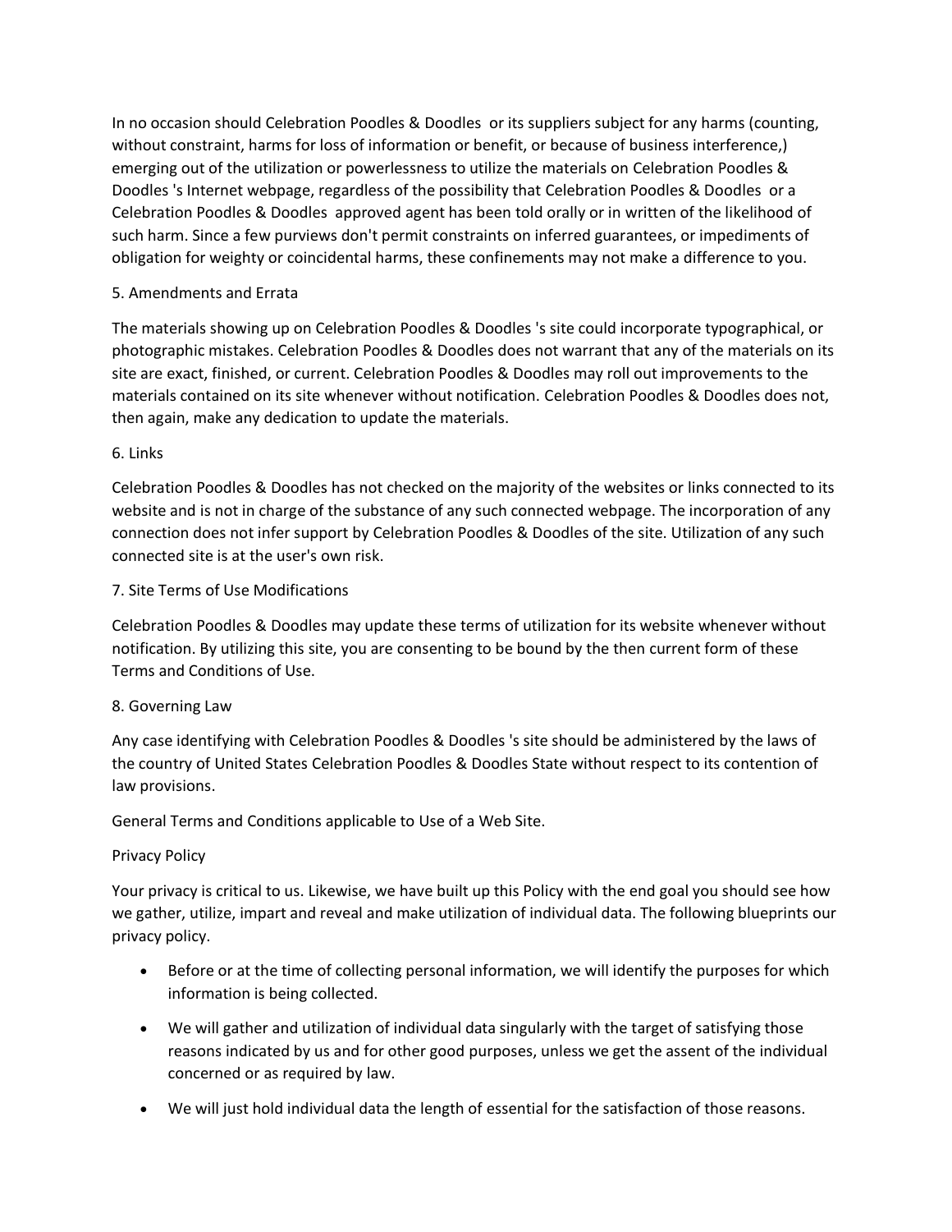In no occasion should Celebration Poodles & Doodles or its suppliers subject for any harms (counting, without constraint, harms for loss of information or benefit, or because of business interference,) emerging out of the utilization or powerlessness to utilize the materials on Celebration Poodles & Doodles 's Internet webpage, regardless of the possibility that Celebration Poodles & Doodles or a Celebration Poodles & Doodles approved agent has been told orally or in written of the likelihood of such harm. Since a few purviews don't permit constraints on inferred guarantees, or impediments of obligation for weighty or coincidental harms, these confinements may not make a difference to you.

5. Amendments and Errata

The materials showing up on Celebration Poodles & Doodles 's site could incorporate typographical, or photographic mistakes. Celebration Poodles & Doodles does not warrant that any of the materials on its site are exact, finished, or current. Celebration Poodles & Doodles may roll out improvements to the materials contained on its site whenever without notification. Celebration Poodles & Doodles does not, then again, make any dedication to update the materials.

6. Links

Celebration Poodles & Doodles has not checked on the majority of the websites or links connected to its website and is not in charge of the substance of any such connected webpage. The incorporation of any connection does not infer support by Celebration Poodles & Doodles of the site. Utilization of any such connected site is at the user's own risk.

7. Site Terms of Use Modifications

Celebration Poodles & Doodles may update these terms of utilization for its website whenever without notification. By utilizing this site, you are consenting to be bound by the then current form of these Terms and Conditions of Use.

8. Governing Law

Any case identifying with Celebration Poodles & Doodles 's site should be administered by the laws of the country of United States Celebration Poodles & Doodles State without respect to its contention of law provisions.

General Terms and Conditions applicable to Use of a Web Site.

Privacy Policy

Your privacy is critical to us. Likewise, we have built up this Policy with the end goal you should see how we gather, utilize, impart and reveal and make utilization of individual data. The following blueprints our privacy policy.

- Before or at the time of collecting personal information, we will identify the purposes for which information is being collected.
- We will gather and utilization of individual data singularly with the target of satisfying those reasons indicated by us and for other good purposes, unless we get the assent of the individual concerned or as required by law.
- We will just hold individual data the length of essential for the satisfaction of those reasons.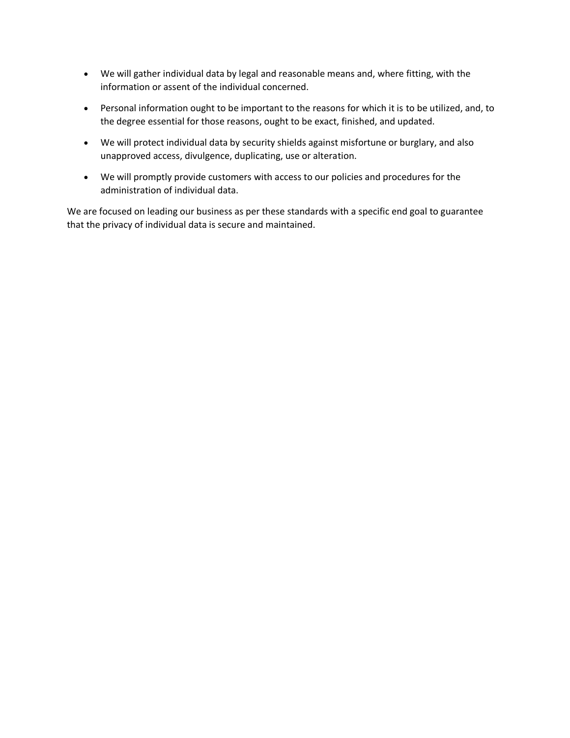- We will gather individual data by legal and reasonable means and, where fitting, with the information or assent of the individual concerned.
- Personal information ought to be important to the reasons for which it is to be utilized, and, to the degree essential for those reasons, ought to be exact, finished, and updated.
- We will protect individual data by security shields against misfortune or burglary, and also unapproved access, divulgence, duplicating, use or alteration.
- We will promptly provide customers with access to our policies and procedures for the administration of individual data.

We are focused on leading our business as per these standards with a specific end goal to guarantee that the privacy of individual data is secure and maintained.